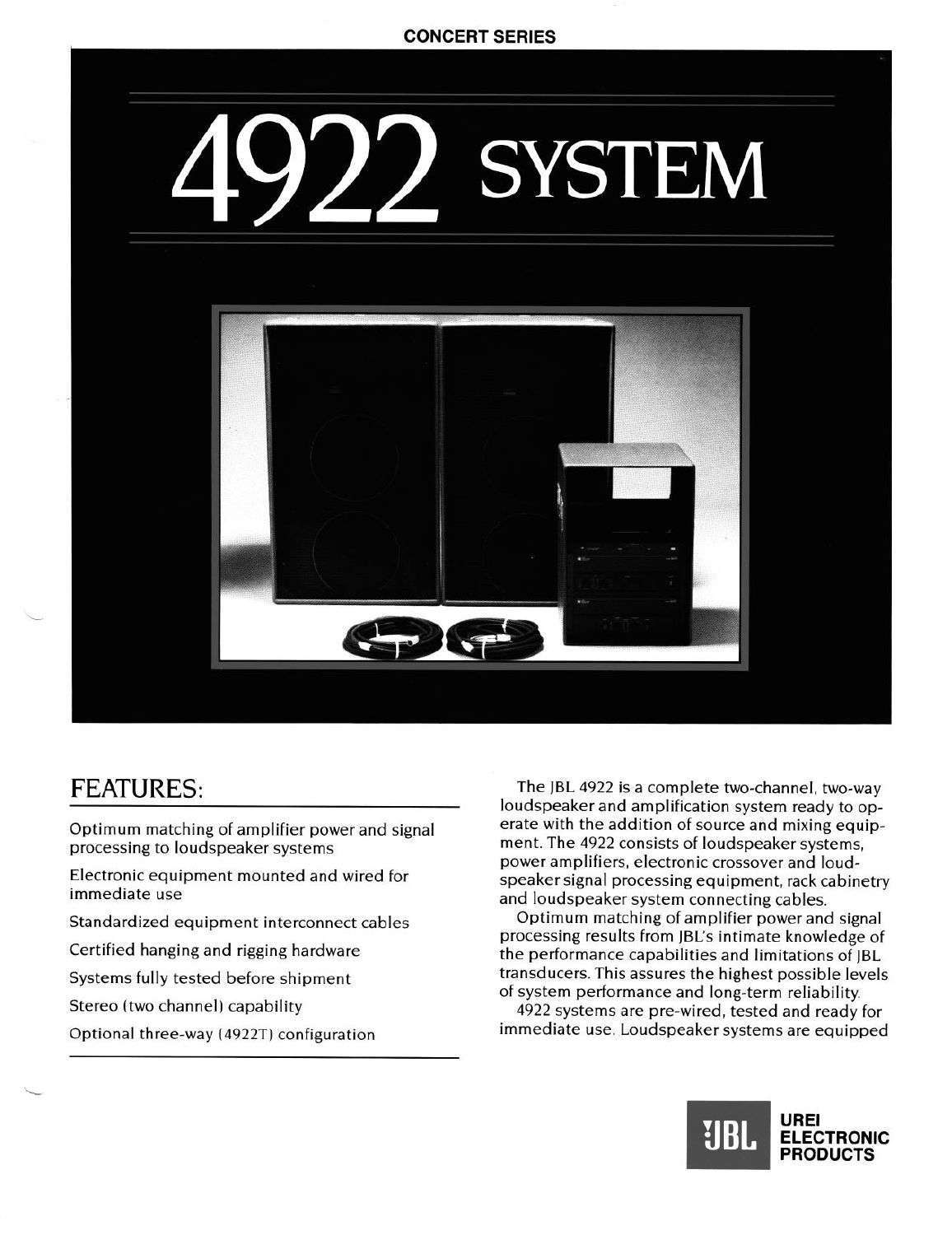CONCERT SERIES

# 4922 SYSTEM

## FEATURES:

Optimum matching of amplifier power and signal processing to loudspeaker systems

Electronic equipment mounted and wired for immediate use

Standardized equipment interconnect cables

Certified hanging and rigging hardware

Systems fully tested before shipment

Stereo (two channel) capability

Optional three-way (4922T) configuration

The JBL 4922 is a complete two-channel, two-way loudspeaker and amplification system ready to operate with the addition of source and mixing equipment. The 4922 consists of loudspeaker systems, power amplifiers, electronic crossover and loudspeaker signal processing equipment, rack cabinetry and loudspeaker system connecting cables.

Optimum matching of amplifier power and signal processing results from JBL's intimate knowledge of the performance capabilities and limitations of JBL transducers. This assures the highest possible levels of system performance and long-term reliability.

4922 systems are pre-wired, tested and ready for immediate use. Loudspeaker systems are equipped

JBL UREI ELECTRONIC PRODUCTS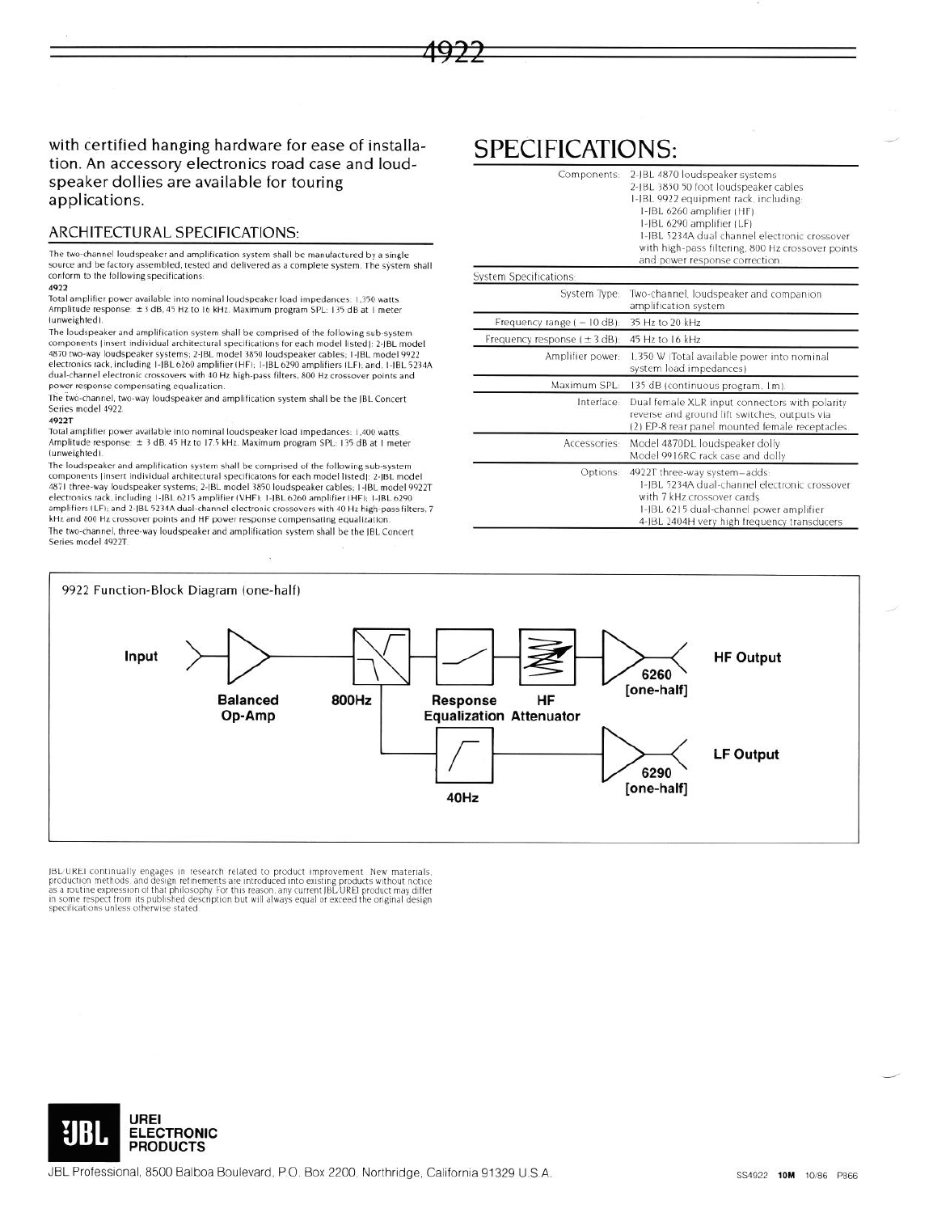with certified hanging hardware for ease of installation. An accessory electronics road case and loudspeaker dollies are available for touring applications.

## ARCHITECTURAL SPECIFICATIONS:

The two-channel loudspeaker and amplification system shall be manufactured by a single source and be factory assembled, tested and delivered as a complete system. The system shall conform to the following specifications:

**4922**

Total amplifier power available into nominal loudspeaker load impedances: 1,350 watts. Amplitude response: ± 3 dB, 45 Hz to 16 kHz. Maximum program SPL: 135 dB at 1 meter (unweighted).

The loudspeaker and amplification system shall be comprised of the following sub-system components [insert individual architectural specifications for each model listed]: 2-JBL model 4870 two-way loudspeaker systems; 2-JBL model 3850 loudspeaker cables; 1-JBL model 9922 electronics rack, including 1-JBL 6260 amplifier (HF); 1-JBL 6290 amplifiers (LF); and, 1-JBL 5234A dual-channel electronic crossovers with 40 Hz high-pass filters, 800 Hz crossover points and power response compensating equalization.

The two-channel, two-way loudspeaker and amplification system shall be the JBL Concert Series model 4922.

**4922T**

Total amplifier power available into nominal loudspeaker load impedances: 1,400 watts. Amplitude response: ± 3 dB, 45 Hz to 17.5 kHz. Maximum program SPL: 135 dB at 1 meter (unweighted).

The loudspeaker and amplification system shall be comprised of the following sub-system components [insert individual architectural specifications for each model listed]: 2-JBL model 4871 three-way loudspeaker systems; 2-JBL model 3850 loudspeaker cables; 1-JBL model 9922T electronics rack, including 1-JBL 6215 amplifier (VHF); 1-JBL 6260 amplifier (HF); 1-JBL 6290 amplifiers (LF); and 2-JBL 5234A dual-channel electronic crossovers with 40 Hz high-pass filters, 7 kHz and 800 Hz crossover points and HF power response compensating equalization.

The two-channel, three-way loudspeaker and amplification system shall be the JBL Concert Series model 4922T.

# SPECIFICATIONS:

| | |
|---|---|
| Components: | 2-JBL 4870 loudspeaker systems<br>2-JBL 3850 50 foot loudspeaker cables<br>1-JBL 9922 equipment rack, including:<br>1-JBL 6260 amplifier (HF)<br>1-JBL 6290 amplifier (LF)<br>1-JBL 5234A dual channel electronic crossover with high-pass filtering, 800 Hz crossover points and power response correction |
| System Specifications: | |
| System Type: | Two-channel, loudspeaker and companion amplification system |
| Frequency range (−10 dB): | 35 Hz to 20 kHz |
| Frequency response (±3 dB): | 45 Hz to 16 kHz |
| Amplifier power: | 1,350 W (Total available power into nominal system load impedances) |
| Maximum SPL: | 135 dB (continuous program, 1 m) |
| Interface: | Dual female XLR input connectors with polarity reverse and ground lift switches, outputs via (2) EP-8 rear panel mounted female receptacles |
| Accessories: | Model 4870DL loudspeaker dolly<br>Model 9916RC rack case and dolly |
| Options: | 4922T three-way system—adds:<br>1-JBL 5234A dual-channel electronic crossover with 7 kHz crossover cards<br>1-JBL 6215 dual-channel power amplifier<br>4-JBL 2404H very high frequency transducers |

9922 Function-Block Diagram (one-half)

Input
Balanced Op-Amp
800Hz
Response Equalization
HF Attenuator
6260 [one-half]
HF Output
40Hz
6290 [one-half]
LF Output

JBL/UREI continually engages in research related to product improvement. New materials, production methods, and design refinements are introduced into existing products without notice as a routine expression of that philosophy. For this reason, any current JBL/UREI product may differ in some respect from its published description but will always equal or exceed the original design specifications unless otherwise stated.

JBL UREI ELECTRONIC PRODUCTS

JBL Professional, 8500 Balboa Boulevard, P.O. Box 2200, Northridge, California 91329 U.S.A.

SS4922 10M 10/86 P866